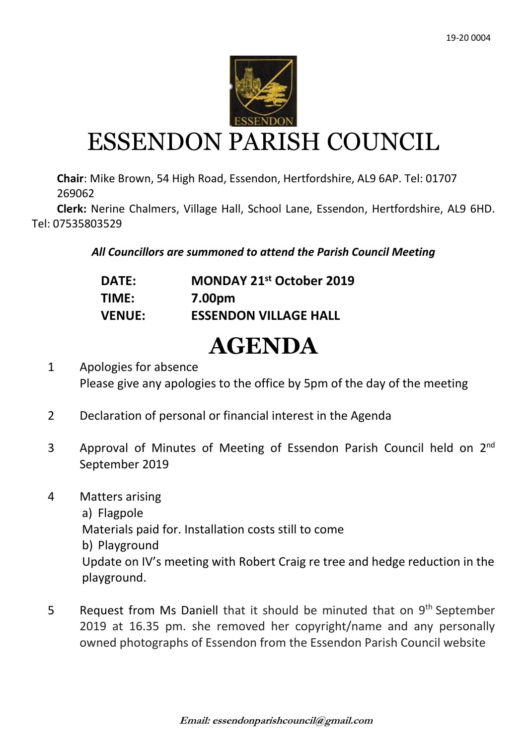19-20 0004

# ESSENDON PARISH COUNCIL

**Chair**: Mike Brown, 54 High Road, Essendon, Hertfordshire, AL9 6AP. Tel: 01707 269062

**Clerk:** Nerine Chalmers, Village Hall, School Lane, Essendon, Hertfordshire, AL9 6HD. Tel: 07535803529

***All Councillors are summoned to attend the Parish Council Meeting***

| | |
|---|---|
| **DATE:** | **MONDAY 21st October 2019** |
| **TIME:** | **7.00pm** |
| **VENUE:** | **ESSENDON VILLAGE HALL** |

# AGENDA

1. Apologies for absence
   Please give any apologies to the office by 5pm of the day of the meeting

2. Declaration of personal or financial interest in the Agenda

3. Approval of Minutes of Meeting of Essendon Parish Council held on 2nd September 2019

4. Matters arising
   a) Flagpole
   Materials paid for. Installation costs still to come
   b) Playground
   Update on IV's meeting with Robert Craig re tree and hedge reduction in the playground.

5. Request from Ms Daniell that it should be minuted that on 9th September 2019 at 16.35 pm. she removed her copyright/name and any personally owned photographs of Essendon from the Essendon Parish Council website

***Email: essendonparishcouncil@gmail.com***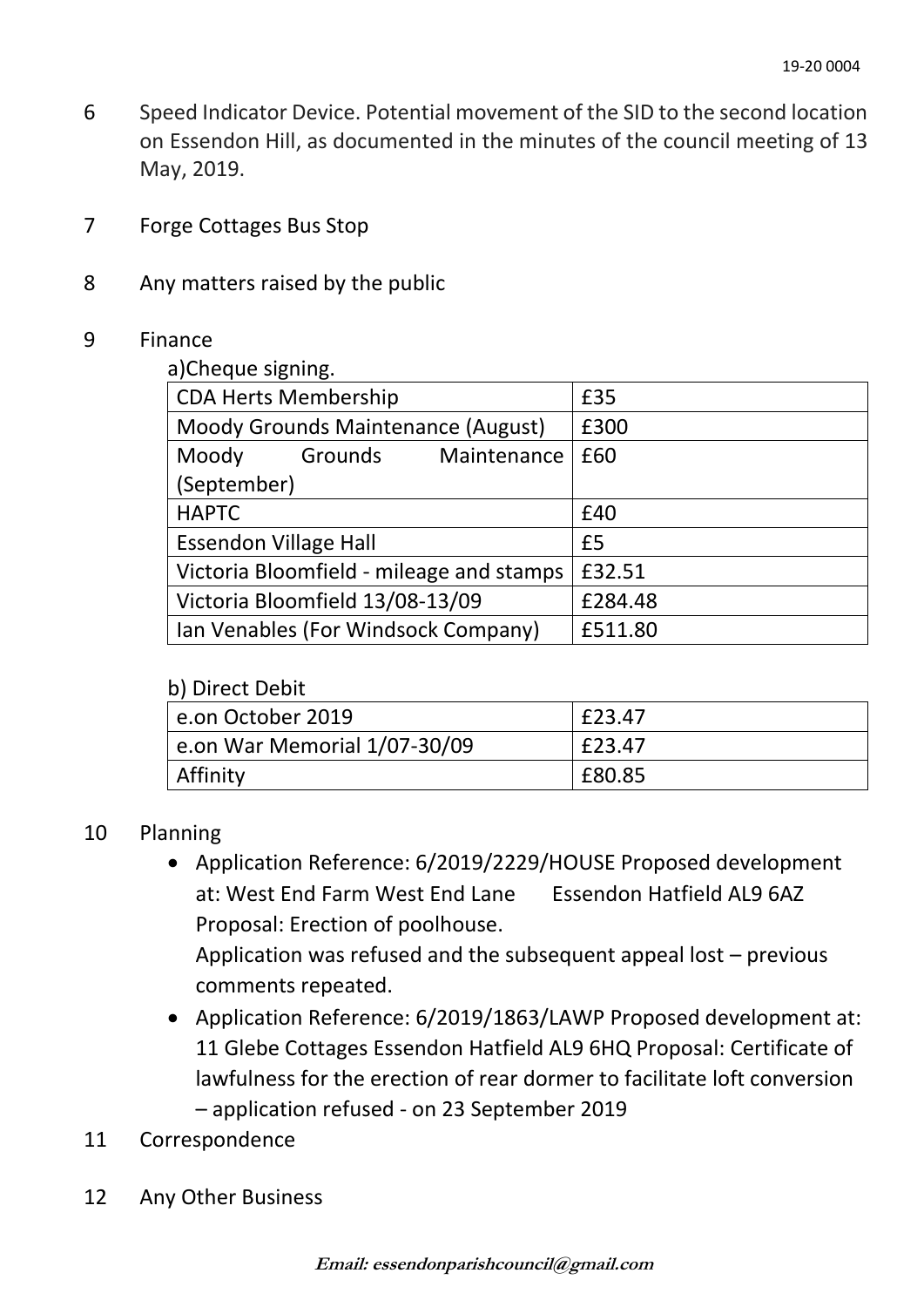6 Speed Indicator Device. Potential movement of the SID to the second location on Essendon Hill, as documented in the minutes of the council meeting of 13 May, 2019.

7 Forge Cottages Bus Stop

8 Any matters raised by the public

9 Finance

a)Cheque signing.

| | |
|---|---|
| CDA Herts Membership | £35 |
| Moody Grounds Maintenance (August) | £300 |
| Moody Grounds Maintenance (September) | £60 |
| HAPTC | £40 |
| Essendon Village Hall | £5 |
| Victoria Bloomfield - mileage and stamps | £32.51 |
| Victoria Bloomfield 13/08-13/09 | £284.48 |
| Ian Venables (For Windsock Company) | £511.80 |

b) Direct Debit

| | |
|---|---|
| e.on October 2019 | £23.47 |
| e.on War Memorial 1/07-30/09 | £23.47 |
| Affinity | £80.85 |

10 Planning

- Application Reference: 6/2019/2229/HOUSE Proposed development at: West End Farm West End Lane Essendon Hatfield AL9 6AZ Proposal: Erection of poolhouse.
  Application was refused and the subsequent appeal lost – previous comments repeated.
- Application Reference: 6/2019/1863/LAWP Proposed development at: 11 Glebe Cottages Essendon Hatfield AL9 6HQ Proposal: Certificate of lawfulness for the erection of rear dormer to facilitate loft conversion – application refused - on 23 September 2019

11 Correspondence

12 Any Other Business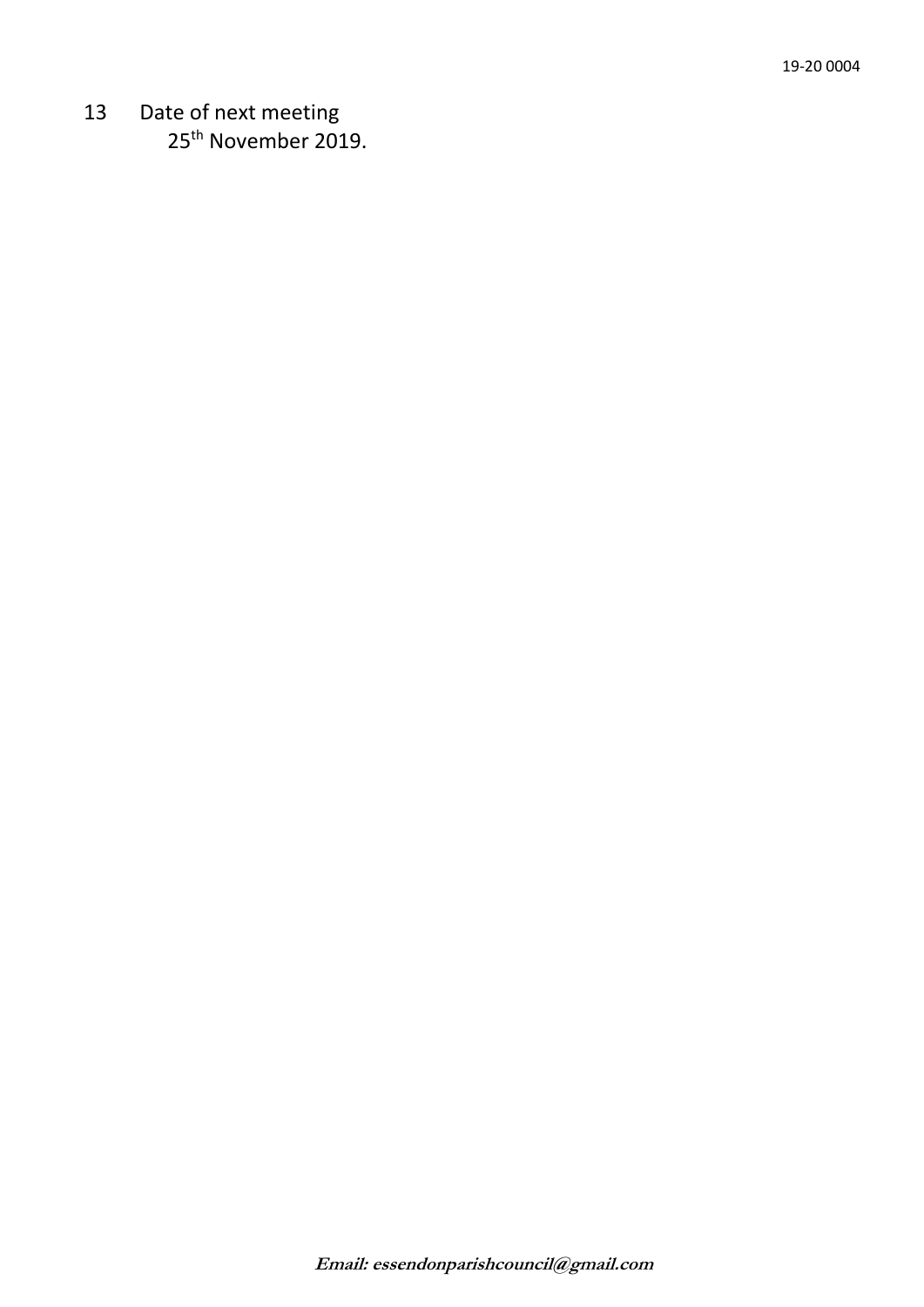13 Date of next meeting

25th November 2019.

**Email: essendonparishcouncil@gmail.com**